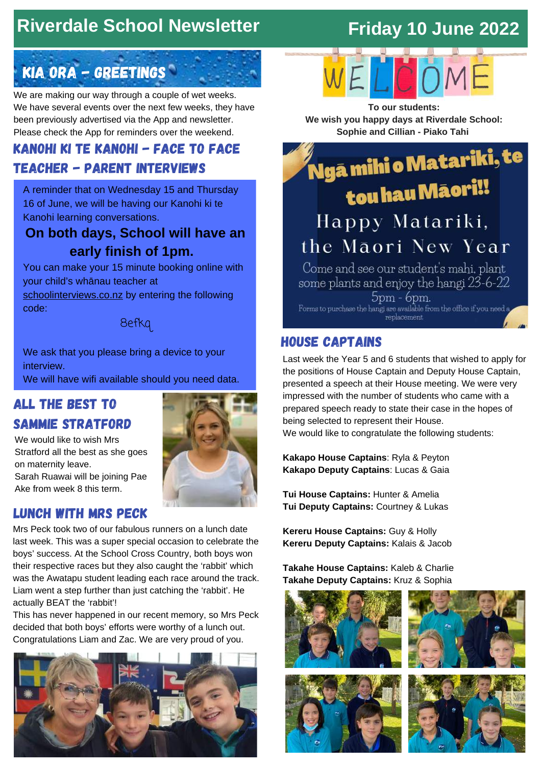# Riverdale School Newsletter

**Friday 10 June 2022**

## KIA ORA – GREETINGS

We are making our way through a couple of wet weeks. We have several events over the next few weeks, they have been previously advertised via the App and newsletter. Please check the App for reminders over the weekend.

## KANOHI KI TE KANOHI – FACE TO FACE TEACHER – PARENT INTERVIEWS

A reminder that on Wednesday 15 and Thursday 16 of June, we will be having our Kanohi ki te Kanohi learning conversations.

**On both days, School will have an early finish of 1pm.**

You can make your 15 minute booking online with your child's whānau teacher at schoolinterviews.co.nz by entering the following code:

8efkq

We ask that you please bring a device to your interview.
We will have wifi available should you need data.

## ALL THE BEST TO SAMMIE STRATFORD

We would like to wish Mrs Stratford all the best as she goes on maternity leave.
Sarah Ruawai will be joining Pae Ake from week 8 this term.

## LUNCH WITH MRS PECK

Mrs Peck took two of our fabulous runners on a lunch date last week. This was a super special occasion to celebrate the boys' success. At the School Cross Country, both boys won their respective races but they also caught the 'rabbit' which was the Awatapu student leading each race around the track. Liam went a step further than just catching the 'rabbit'. He actually BEAT the 'rabbit'!
This has never happened in our recent memory, so Mrs Peck decided that both boys' efforts were worthy of a lunch out. Congratulations Liam and Zac. We are very proud of you.

## WELCOME

**To our students:**
**We wish you happy days at Riverdale School:**
**Sophie and Cillian - Piako Tahi**

## Ngā mihi o Matariki, te tou hau Māori!!

Happy Matariki, the Māori New Year

Come and see our student's mahi, plant some plants and enjoy the hangi 23-6-22 5pm - 6pm.

Forms to purchase the hangi are available from the office if you need a replacement

## HOUSE CAPTAINS

Last week the Year 5 and 6 students that wished to apply for the positions of House Captain and Deputy House Captain, presented a speech at their House meeting. We were very impressed with the number of students who came with a prepared speech ready to state their case in the hopes of being selected to represent their House.
We would like to congratulate the following students:

**Kakapo House Captains**: Ryla & Peyton
**Kakapo Deputy Captains**: Lucas & Gaia

**Tui House Captains:** Hunter & Amelia
**Tui Deputy Captains:** Courtney & Lukas

**Kereru House Captains:** Guy & Holly
**Kereru Deputy Captains:** Kalais & Jacob

**Takahe House Captains:** Kaleb & Charlie
**Takahe Deputy Captains:** Kruz & Sophia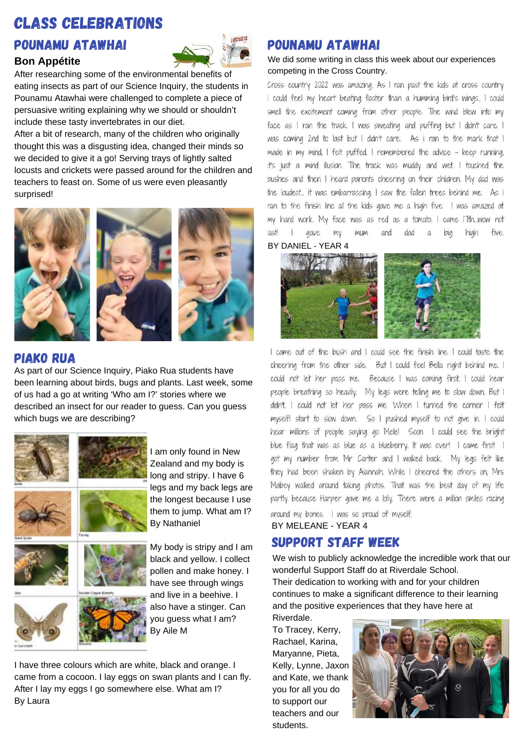# CLASS CELEBRATIONS

## POUNAMU ATAWHAI

### Bon Appétite

After researching some of the environmental benefits of eating insects as part of our Science Inquiry, the students in Pounamu Atawhai were challenged to complete a piece of persuasive writing explaining why we should or shouldn't include these tasty invertebrates in our diet.

After a bit of research, many of the children who originally thought this was a disgusting idea, changed their minds so we decided to give it a go! Serving trays of lightly salted locusts and crickets were passed around for the children and teachers to feast on. Some of us were even pleasantly surprised!

## PIAKO RUA

As part of our Science Inquiry, Piako Rua students have been learning about birds, bugs and plants. Last week, some of us had a go at writing 'Who am I?' stories where we described an insect for our reader to guess. Can you guess which bugs we are describing?

I am only found in New Zealand and my body is long and stripy. I have 6 legs and my back legs are the longest because I use them to jump. What am I?
By Nathaniel

My body is stripy and I am black and yellow. I collect pollen and make honey. I have see through wings and live in a beehive. I also have a stinger. Can you guess what I am?
By Aile M

I have three colours which are white, black and orange. I came from a cocoon. I lay eggs on swan plants and I can fly. After I lay my eggs I go somewhere else. What am I?
By Laura

## POUNAMU ATAWHAI

We did some writing in class this week about our experiences competing in the Cross Country.

Cross country 2022 was amazing. As I ran past the kids at cross country I could feel my heart beating faster than a humming bird's wings.. I could smell the excitement coming from other people. The wind blew into my face as I ran the track. I was sweating and puffing but I didn't care. I was coming 2nd to last but I didn't care. As i ran to the mark that I made in my mind, I felt puffed. I remembered the advice - keep running, it's just a mind illusion. The track was muddy and wet. I touched the bushes and then I heard parents cheering on their children. My dad was the loudest... it was embarrassing. I saw the fallen trees behind me. As i ran to the finish line all the kids gave me a high five. I was amazed at my hard work. My face was as red as a tomato. I came 17th...wow not last! I gave my mum and dad a big high five.

BY DANIEL - YEAR 4

I came out of the bush and I could see the finish line. I could taste the cheering from the other side. But I could feel Bella right behind me. I could not let her pass me. Because I was coming first. I could hear people breathing so heavily. My legs were telling me to slow down. But I didn't. I could not let her pass me. When I turned the corner I felt myself start to slow down. So I pushed myself to not give in. I could hear millions of people saying go Mele! Soon I could see the bright blue flag that was as blue as a blueberry. It was over! I came first! I got my number from Mr Carter and I walked back. My legs felt like they had been shaken by Alannah. While I cheered the others on, Mrs Mabey walked around taking photos. That was the best day of my life partly because Harper gave me a lolly. There were a million smiles racing around my bones. I was so proud of myself.

BY MELEANE - YEAR 4

## SUPPORT STAFF WEEK

We wish to publicly acknowledge the incredible work that our wonderful Support Staff do at Riverdale School.

Their dedication to working with and for your children continues to make a significant difference to their learning and the positive experiences that they have here at Riverdale.

To Tracey, Kerry, Rachael, Karina, Maryanne, Pieta, Kelly, Lynne, Jaxon and Kate, we thank you for all you do to support our teachers and our students.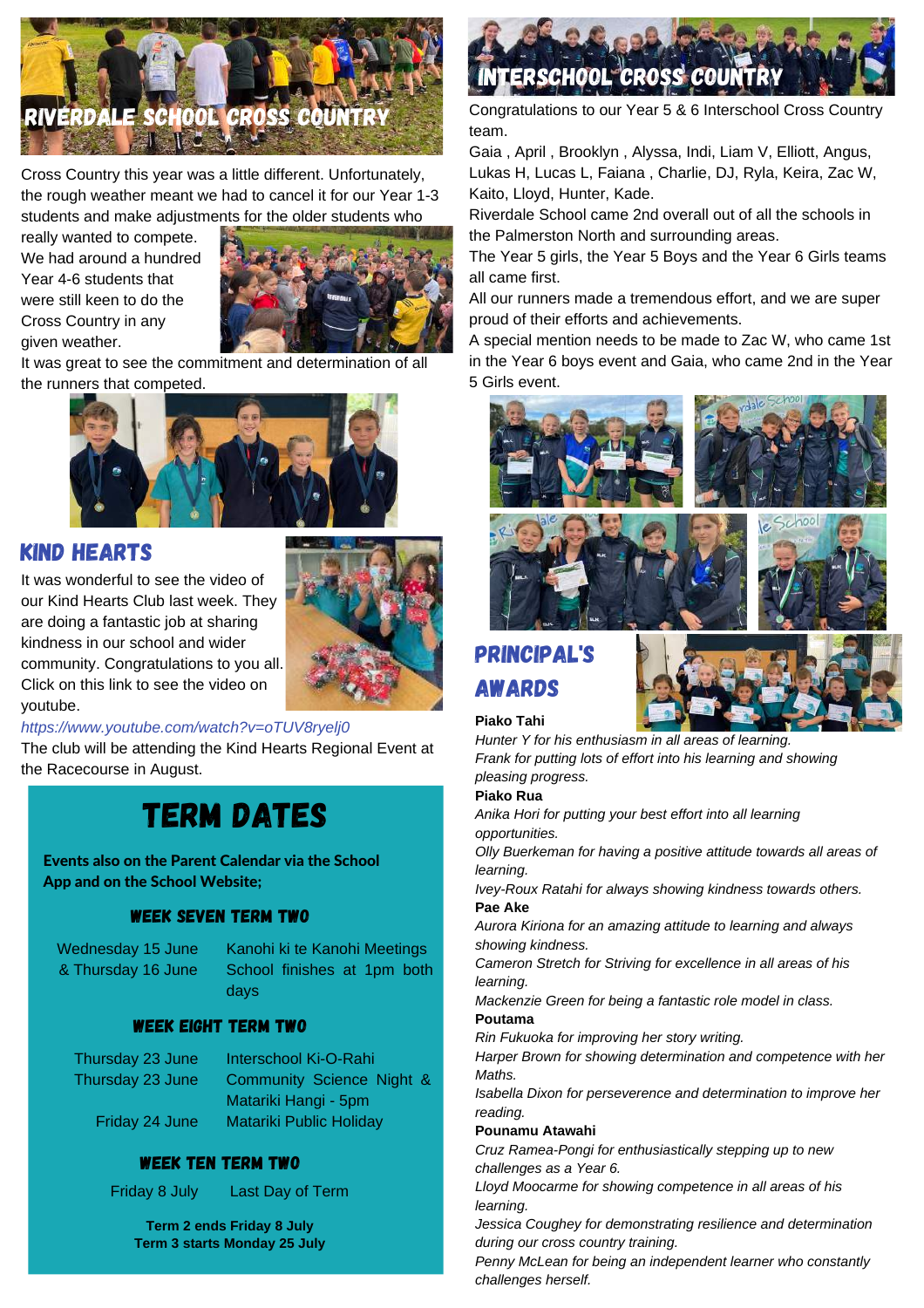## RIVERDALE SCHOOL CROSS COUNTRY

Cross Country this year was a little different. Unfortunately, the rough weather meant we had to cancel it for our Year 1-3 students and make adjustments for the older students who really wanted to compete. We had around a hundred Year 4-6 students that were still keen to do the Cross Country in any given weather.

It was great to see the commitment and determination of all the runners that competed.

## KIND HEARTS

It was wonderful to see the video of our Kind Hearts Club last week. They are doing a fantastic job at sharing kindness in our school and wider community. Congratulations to you all. Click on this link to see the video on youtube.

*https://www.youtube.com/watch?v=oTUV8ryelj0*

The club will be attending the Kind Hearts Regional Event at the Racecourse in August.

## TERM DATES

**Events also on the Parent Calendar via the School App and on the School Website;**

### WEEK SEVEN TERM TWO

| | |
|---|---|
| Wednesday 15 June & Thursday 16 June | Kanohi ki te Kanohi Meetings School finishes at 1pm both days |

### WEEK EIGHT TERM TWO

| | |
|---|---|
| Thursday 23 June | Interschool Ki-O-Rahi |
| Thursday 23 June | Community Science Night & Matariki Hangi - 5pm |
| Friday 24 June | Matariki Public Holiday |

### WEEK TEN TERM TWO

| | |
|---|---|
| Friday 8 July | Last Day of Term |

**Term 2 ends Friday 8 July**
**Term 3 starts Monday 25 July**

## INTERSCHOOL CROSS COUNTRY

Congratulations to our Year 5 & 6 Interschool Cross Country team.

Gaia , April , Brooklyn , Alyssa, Indi, Liam V, Elliott, Angus, Lukas H, Lucas L, Faiana , Charlie, DJ, Ryla, Keira, Zac W, Kaito, Lloyd, Hunter, Kade.

Riverdale School came 2nd overall out of all the schools in the Palmerston North and surrounding areas.

The Year 5 girls, the Year 5 Boys and the Year 6 Girls teams all came first.

All our runners made a tremendous effort, and we are super proud of their efforts and achievements.

A special mention needs to be made to Zac W, who came 1st in the Year 6 boys event and Gaia, who came 2nd in the Year 5 Girls event.

## PRINCIPAL'S AWARDS

**Piako Tahi**

*Hunter Y for his enthusiasm in all areas of learning.*

*Frank for putting lots of effort into his learning and showing pleasing progress.*

**Piako Rua**

*Anika Hori for putting your best effort into all learning opportunities.*

*Olly Buerkeman for having a positive attitude towards all areas of learning.*

*Ivey-Roux Ratahi for always showing kindness towards others.*

**Pae Ake**

*Aurora Kiriona for an amazing attitude to learning and always showing kindness.*

*Cameron Stretch for Striving for excellence in all areas of his learning.*

*Mackenzie Green for being a fantastic role model in class.*

**Poutama**

*Rin Fukuoka for improving her story writing.*

*Harper Brown for showing determination and competence with her Maths.*

*Isabella Dixon for perseverence and determination to improve her reading.*

**Pounamu Atawahi**

*Cruz Ramea-Pongi for enthusiastically stepping up to new challenges as a Year 6.*

*Lloyd Moocarme for showing competence in all areas of his learning.*

*Jessica Coughey for demonstrating resilience and determination during our cross country training.*

*Penny McLean for being an independent learner who constantly challenges herself.*